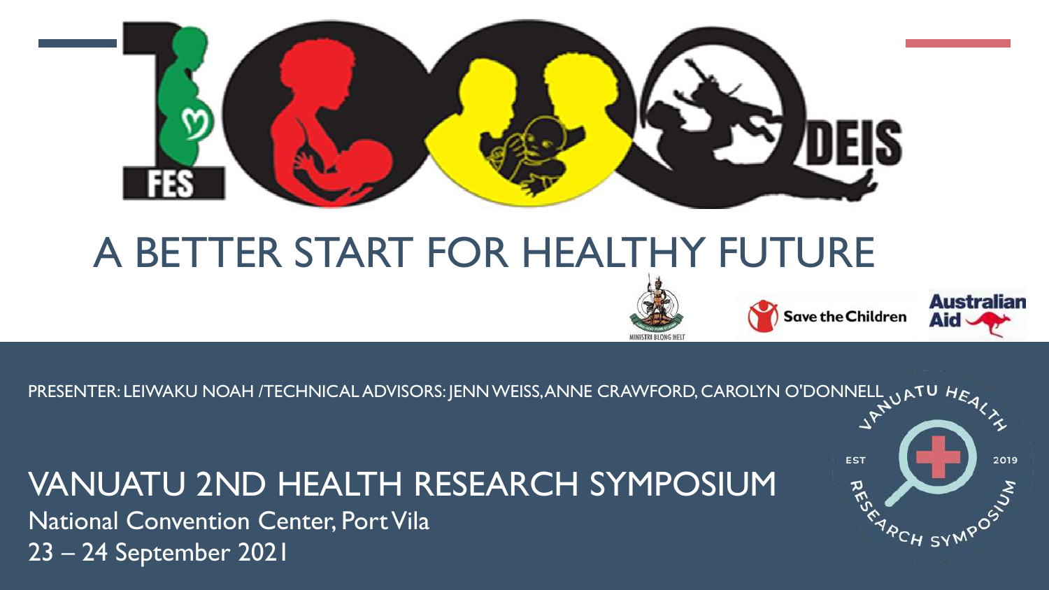# 1000 DEIS

FES

# A BETTER START FOR HEALTHY FUTURE

MINISTRI BLONG HELT

Save the Children

Australian Aid

PRESENTER: LEIWAKU NOAH /TECHNICAL ADVISORS: JENN WEISS, ANNE CRAWFORD, CAROLYN O'DONNELL

## VANUATU 2ND HEALTH RESEARCH SYMPOSIUM

National Convention Center, Port Vila

23 – 24 September 2021

VANUATU HEALTH RESEARCH SYMPOSIUM EST 2019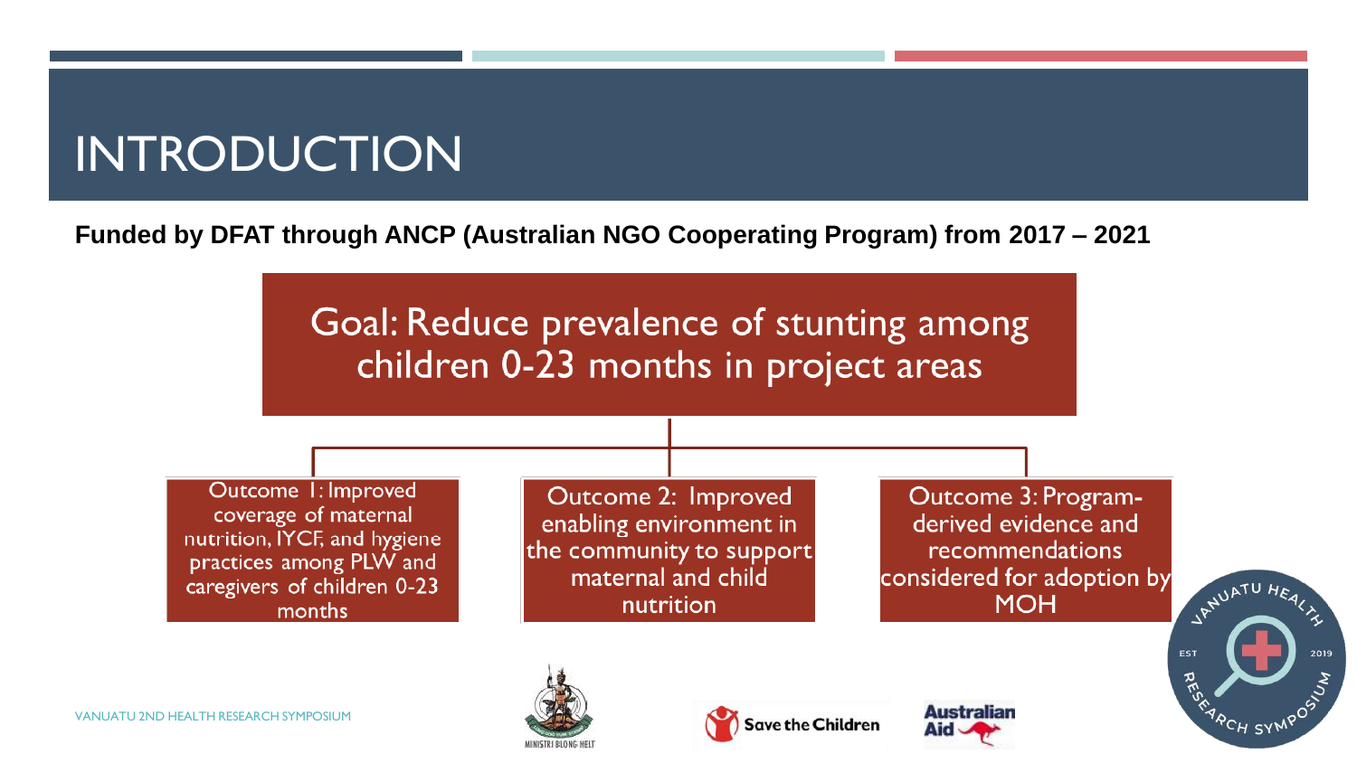# INTRODUCTION

**Funded by DFAT through ANCP (Australian NGO Cooperating Program) from 2017 – 2021**

Goal: Reduce prevalence of stunting among children 0-23 months in project areas

- Outcome 1: Improved coverage of maternal nutrition, IYCF, and hygiene practices among PLW and caregivers of children 0-23 months
- Outcome 2: Improved enabling environment in the community to support maternal and child nutrition
- Outcome 3: Program-derived evidence and recommendations considered for adoption by MOH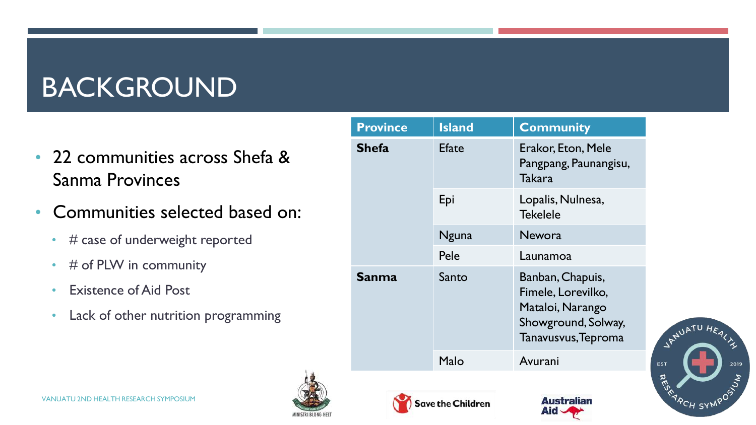# BACKGROUND

- 22 communities across Shefa & Sanma Provinces
- Communities selected based on:
  - # case of underweight reported
  - # of PLW in community
  - Existence of Aid Post
  - Lack of other nutrition programming

| Province | Island | Community |
|---|---|---|
| **Shefa** | Efate | Erakor, Eton, Mele Pangpang, Paunangisu, Takara |
| | Epi | Lopalis, Nulnesa, Tekelele |
| | Nguna | Newora |
| | Pele | Launamoa |
| **Sanma** | Santo | Banban, Chapuis, Fimele, Lorevilko, Mataloi, Narango Showground, Solway, Tanavusvus, Teproma |
| | Malo | Avurani |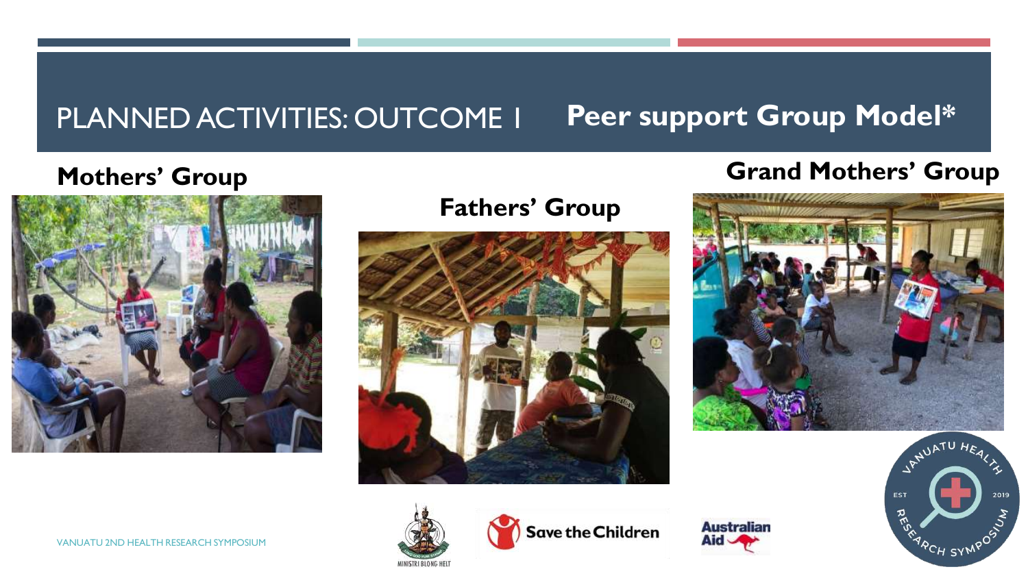# PLANNED ACTIVITIES: OUTCOME 1 **Peer support Group Model***

**Mothers' Group**

**Fathers' Group**

**Grand Mothers' Group**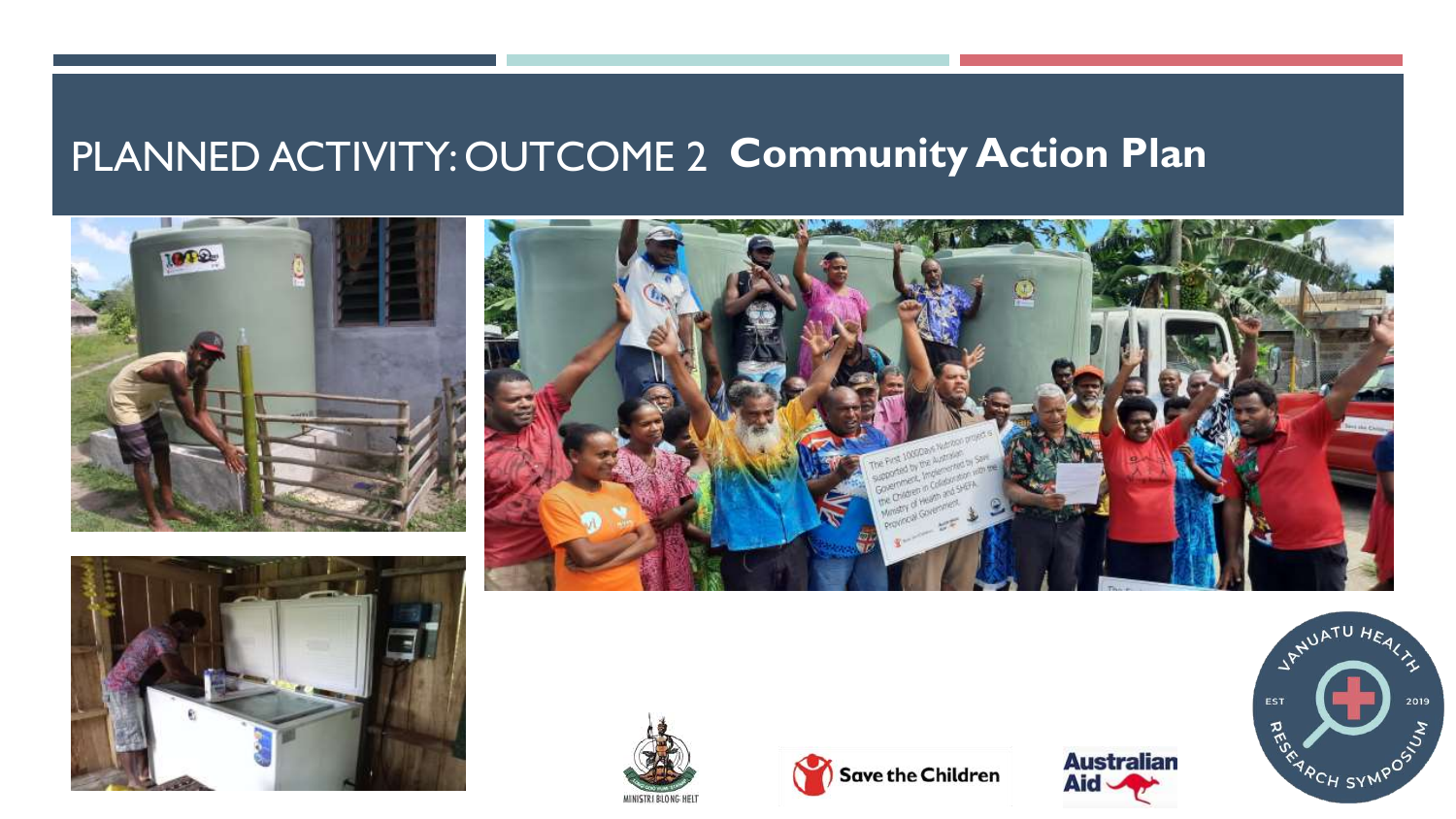# PLANNED ACTIVITY: OUTCOME 2 **Community Action Plan**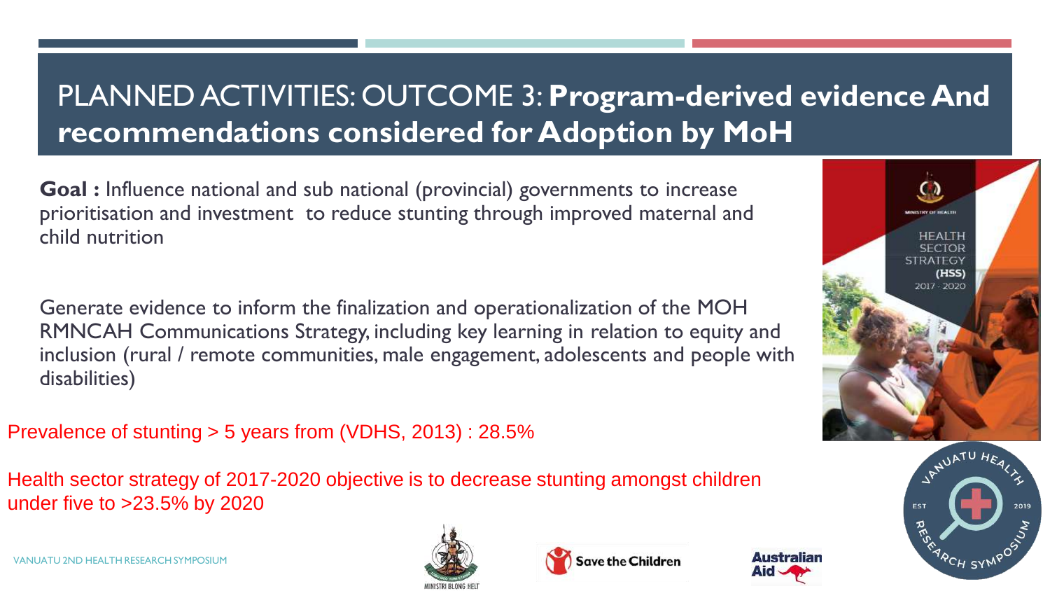# PLANNED ACTIVITIES: OUTCOME 3: **Program-derived evidence And recommendations considered for Adoption by MoH**

**Goal :** Influence national and sub national (provincial) governments to increase prioritisation and investment to reduce stunting through improved maternal and child nutrition

Generate evidence to inform the finalization and operationalization of the MOH RMNCAH Communications Strategy, including key learning in relation to equity and inclusion (rural / remote communities, male engagement, adolescents and people with disabilities)

Prevalence of stunting > 5 years from (VDHS, 2013) : 28.5%

Health sector strategy of 2017-2020 objective is to decrease stunting amongst children under five to >23.5% by 2020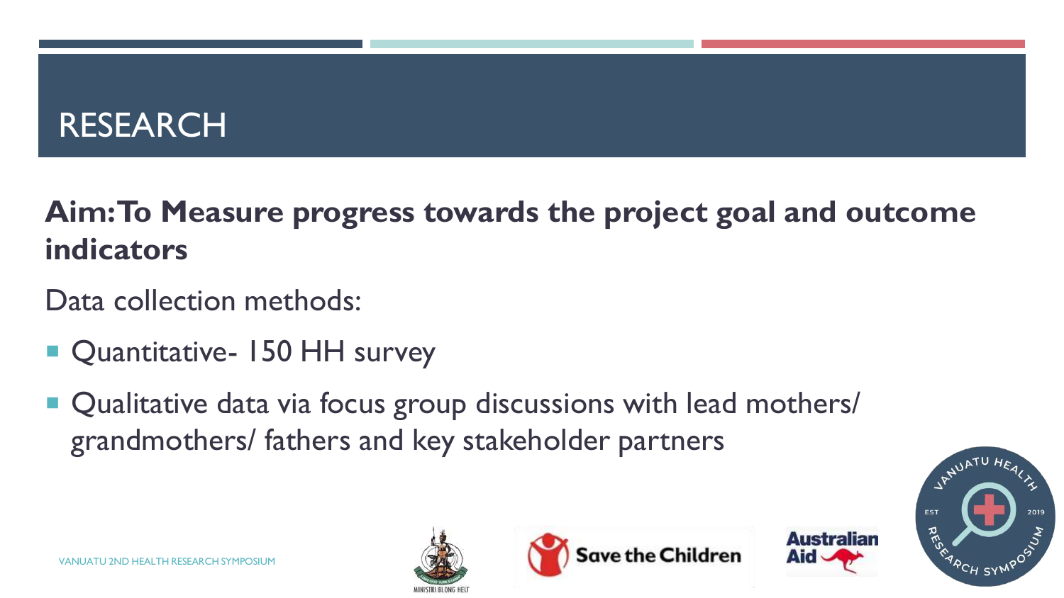# RESEARCH

**Aim: To Measure progress towards the project goal and outcome indicators**

Data collection methods:

- Quantitative- 150 HH survey
- Qualitative data via focus group discussions with lead mothers/ grandmothers/ fathers and key stakeholder partners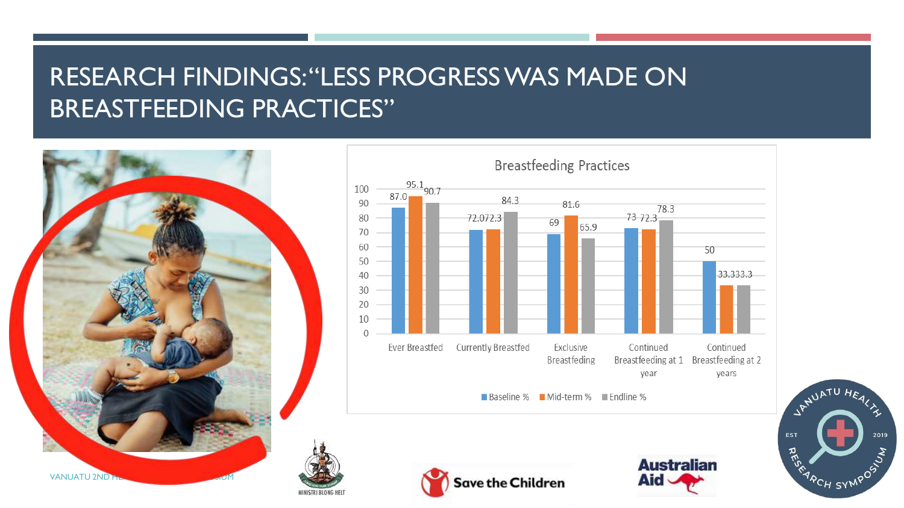# RESEARCH FINDINGS: "LESS PROGRESS WAS MADE ON BREASTFEEDING PRACTICES"

**Breastfeeding Practices**

| | Baseline % | Mid-term % | Endline % |
|---|---|---|---|
| Ever Breastfed | 87.0 | 95.1 | 90.7 |
| Currently Breastfed | 72.0 | 72.3 | 84.3 |
| Exclusive Breastfeding | 69 | 81.6 | 65.9 |
| Continued Breastfeding at 1 year | 73 | 72.3 | 78.3 |
| Continued Breastfeding at 2 years | 50 | 33.3 | 33.3 |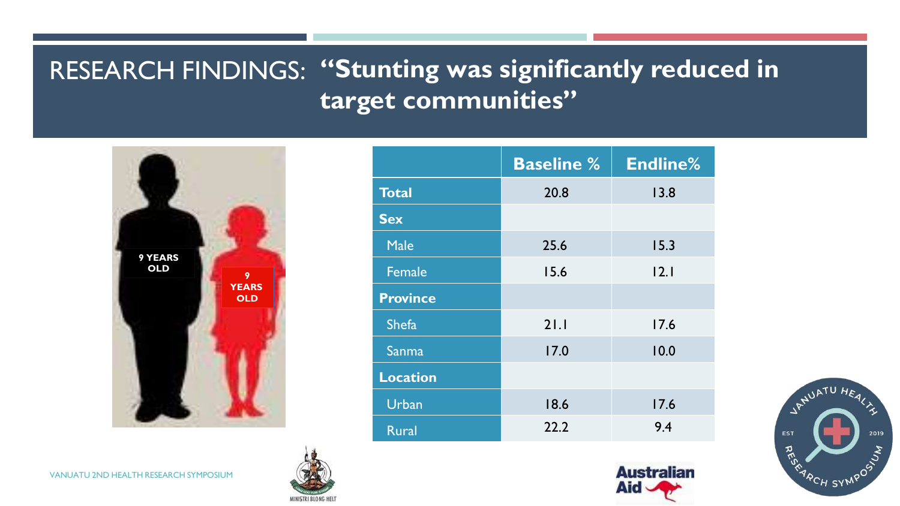# RESEARCH FINDINGS: "Stunting was significantly reduced in target communities"

9 YEARS OLD

9 YEARS OLD

| | Baseline % | Endline% |
|---|---|---|
| **Total** | 20.8 | 13.8 |
| **Sex** | | |
| Male | 25.6 | 15.3 |
| Female | 15.6 | 12.1 |
| **Province** | | |
| Shefa | 21.1 | 17.6 |
| Sanma | 17.0 | 10.0 |
| **Location** | | |
| Urban | 18.6 | 17.6 |
| Rural | 22.2 | 9.4 |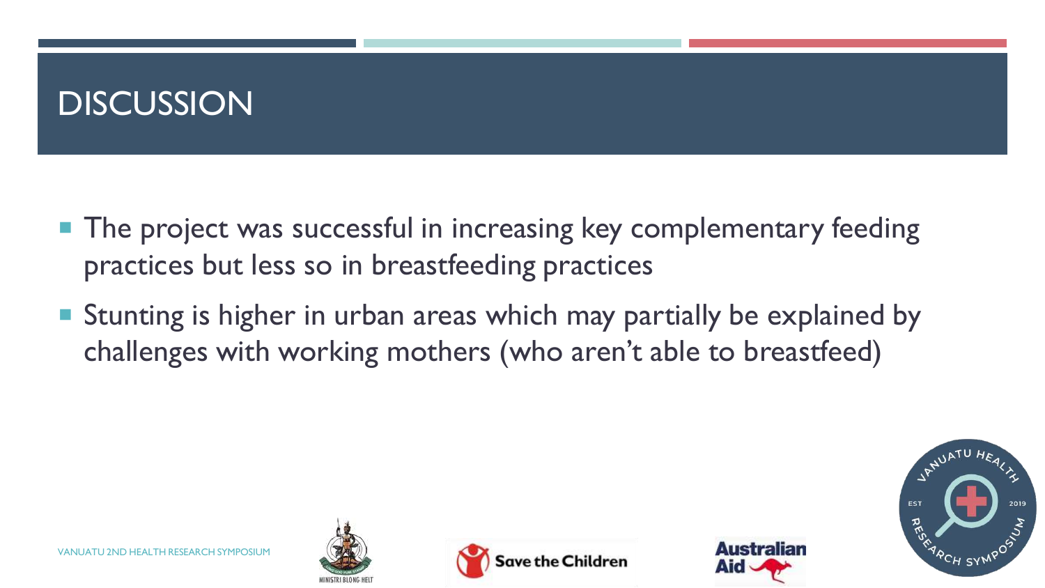# DISCUSSION

- The project was successful in increasing key complementary feeding practices but less so in breastfeeding practices
- Stunting is higher in urban areas which may partially be explained by challenges with working mothers (who aren't able to breastfeed)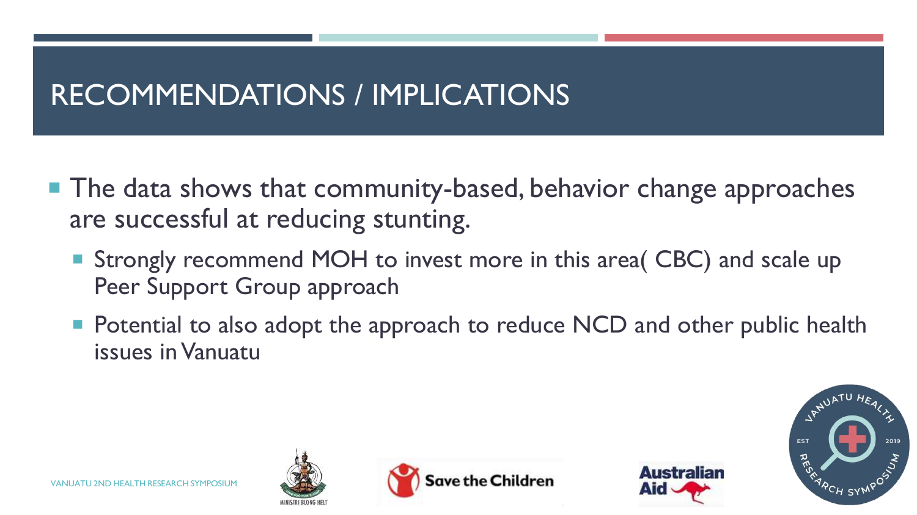# RECOMMENDATIONS / IMPLICATIONS

- The data shows that community-based, behavior change approaches are successful at reducing stunting.
  - Strongly recommend MOH to invest more in this area( CBC) and scale up Peer Support Group approach
  - Potential to also adopt the approach to reduce NCD and other public health issues in Vanuatu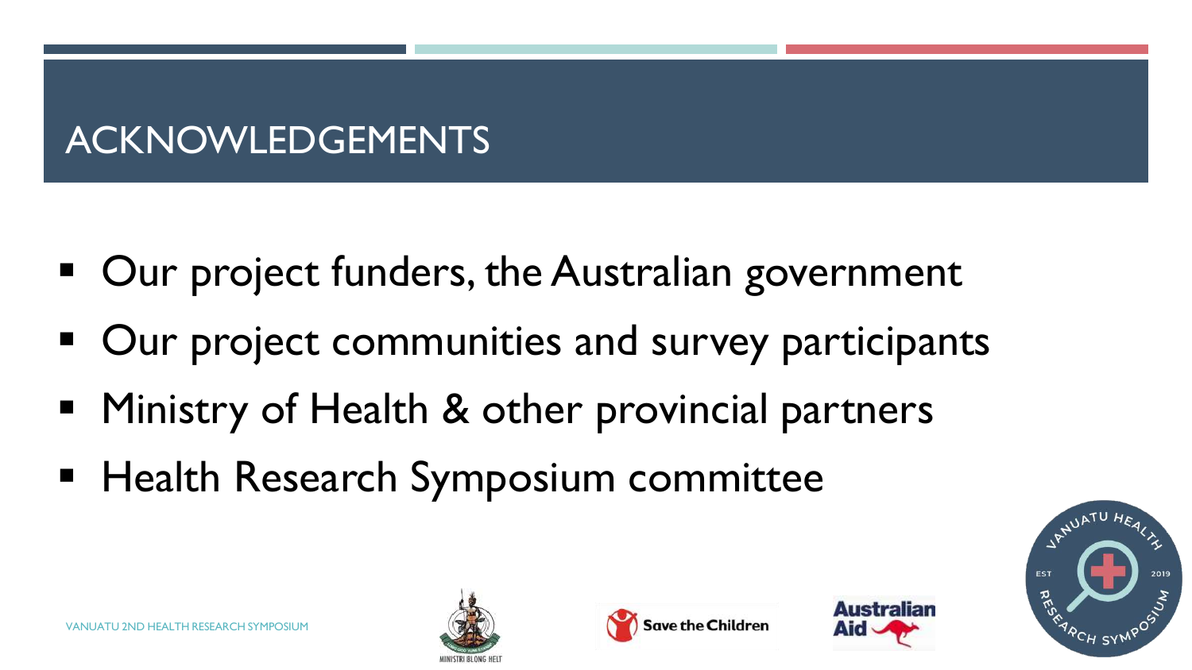# ACKNOWLEDGEMENTS

- Our project funders, the Australian government
- Our project communities and survey participants
- Ministry of Health & other provincial partners
- Health Research Symposium committee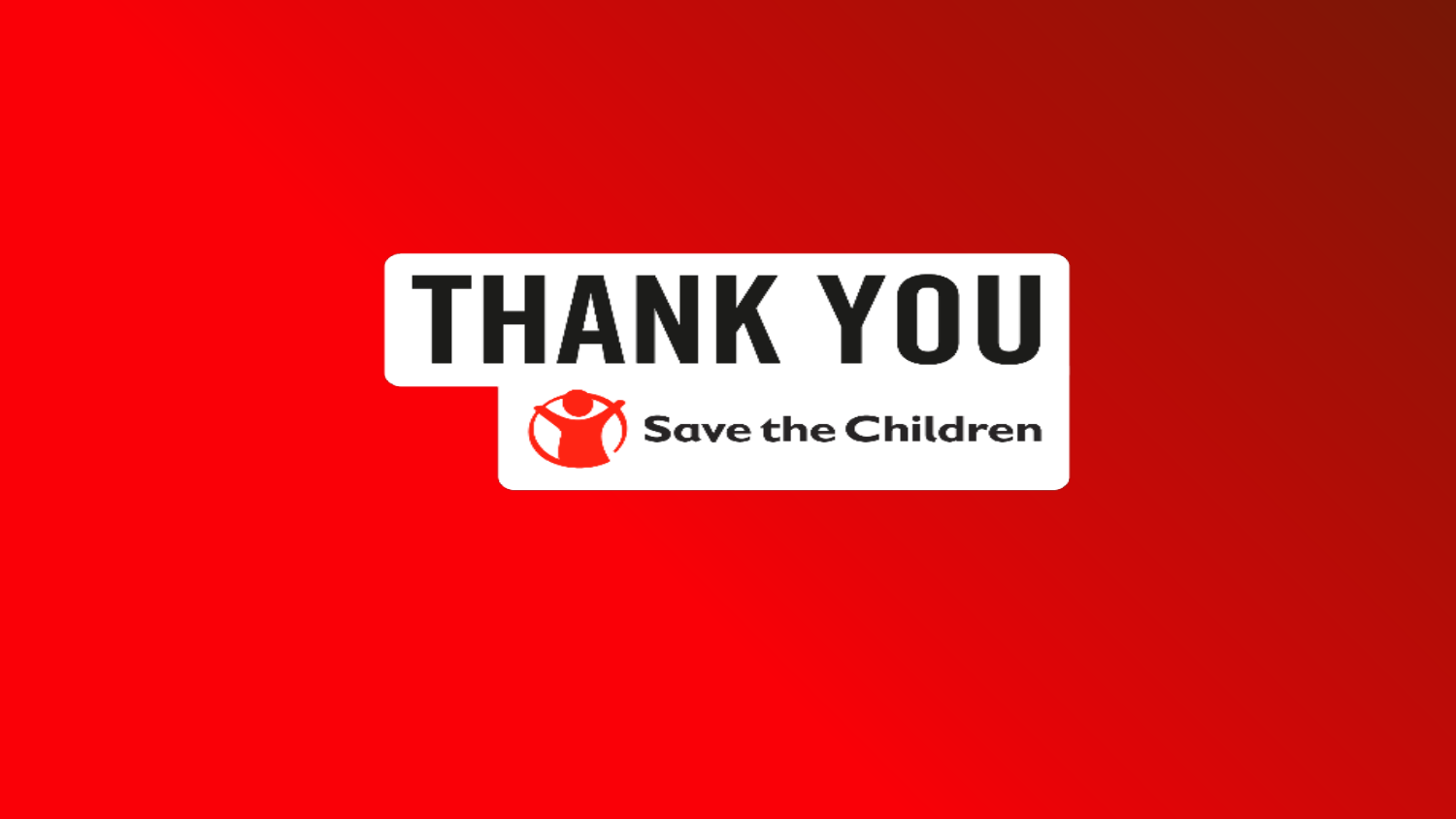# THANK YOU

Save the Children